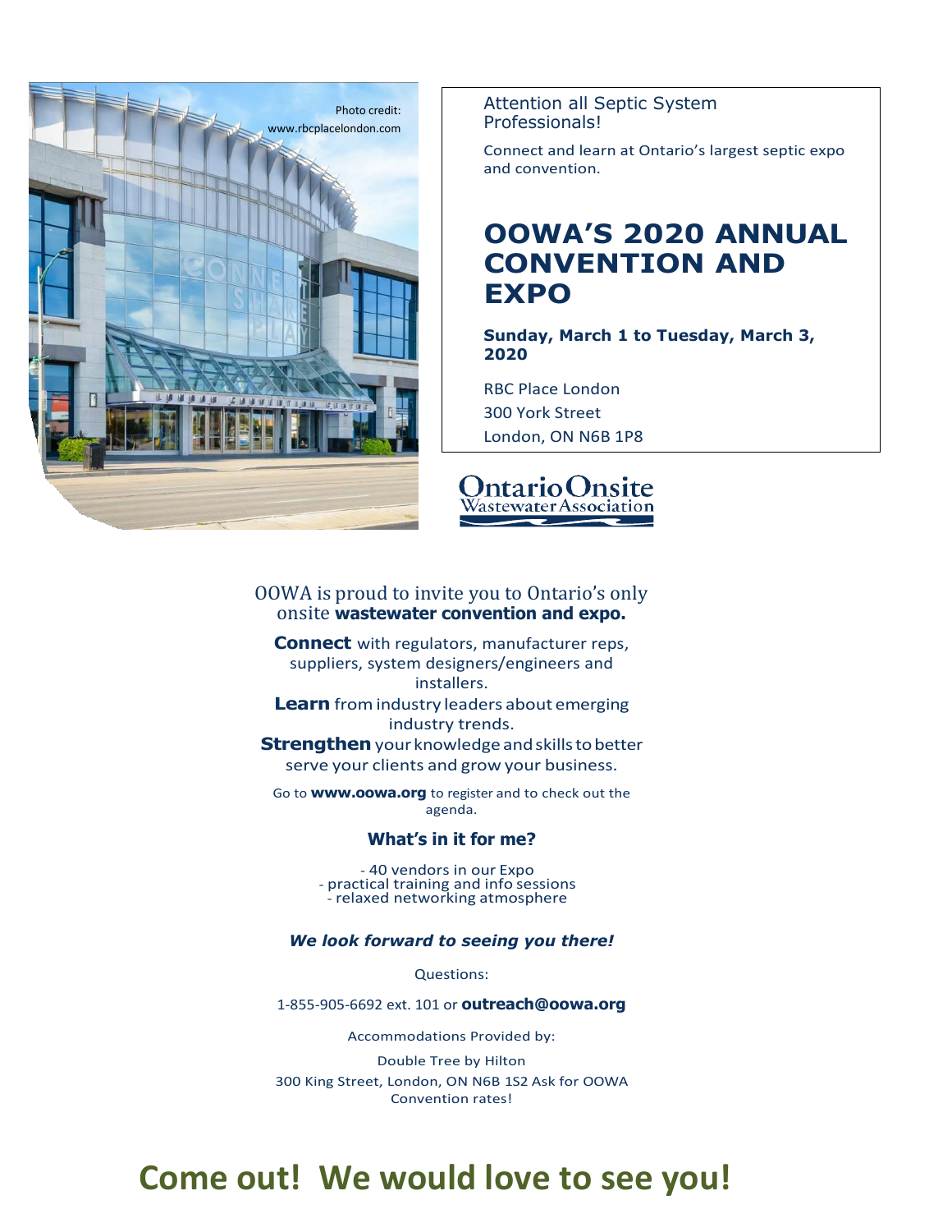Photo credit: www.rbcplacelondon.com

Attention all Septic System Professionals!

Connect and learn at Ontario's largest septic expo and convention.

# OOWA'S 2020 ANNUAL CONVENTION AND EXPO

**Sunday, March 1 to Tuesday, March 3, 2020**

RBC Place London
300 York Street
London, ON N6B 1P8

Ontario Onsite Wastewater Association

OOWA is proud to invite you to Ontario's only onsite **wastewater convention and expo.**

**Connect** with regulators, manufacturer reps, suppliers, system designers/engineers and installers.

**Learn** from industry leaders about emerging industry trends.

**Strengthen** your knowledge and skills to better serve your clients and grow your business.

Go to **www.oowa.org** to register and to check out the agenda.

### What's in it for me?

- 40 vendors in our Expo
- practical training and info sessions
- relaxed networking atmosphere

***We look forward to seeing you there!***

Questions:

1-855-905-6692 ext. 101 or **outreach@oowa.org**

Accommodations Provided by:

Double Tree by Hilton
300 King Street, London, ON N6B 1S2 Ask for OOWA Convention rates!

## Come out! We would love to see you!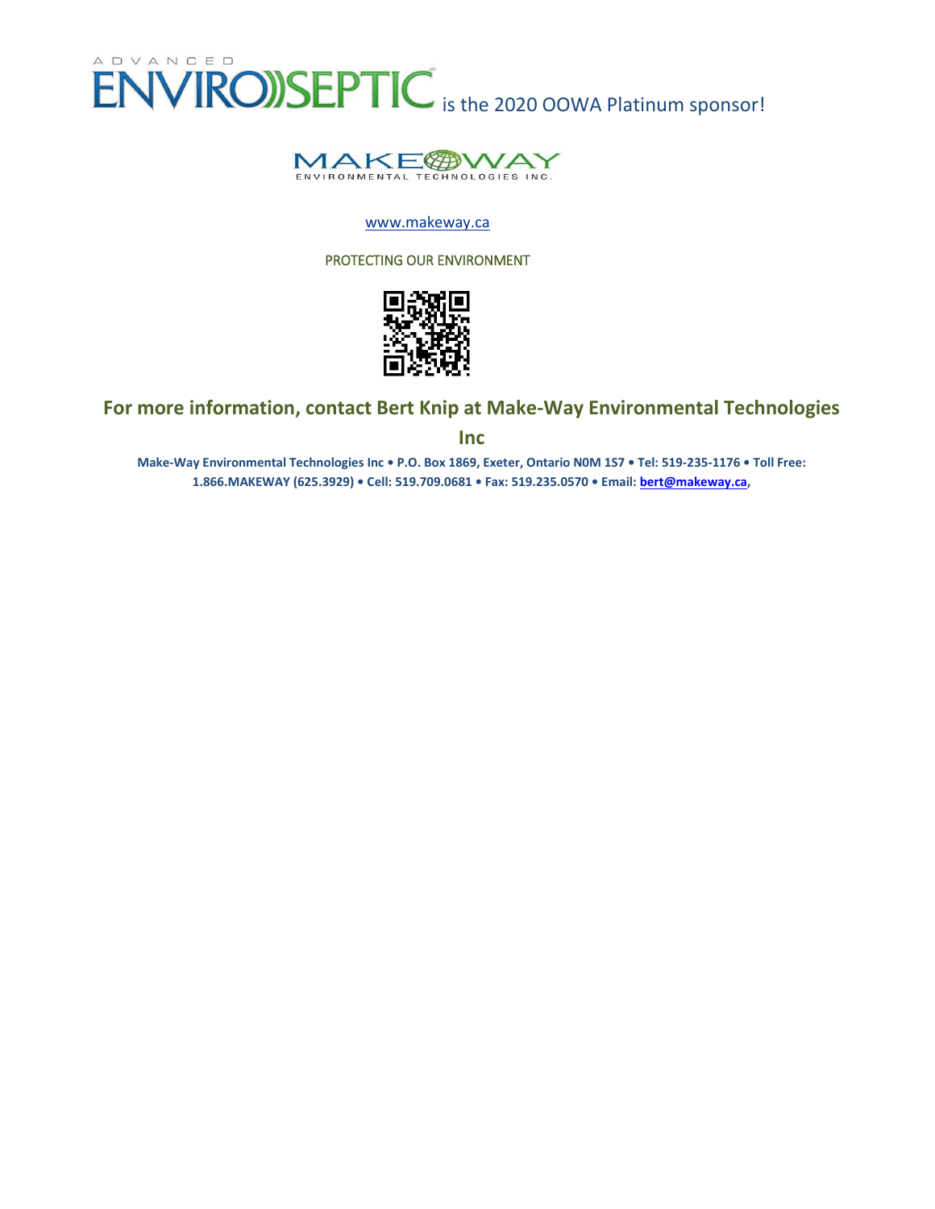ADVANCED ENVIRO))SEPTIC is the 2020 OOWA Platinum sponsor!

MAKE-WAY ENVIRONMENTAL TECHNOLOGIES INC.

www.makeway.ca

PROTECTING OUR ENVIRONMENT

## For more information, contact Bert Knip at Make-Way Environmental Technologies Inc

**Make-Way Environmental Technologies Inc • P.O. Box 1869, Exeter, Ontario N0M 1S7 • Tel: 519-235-1176 • Toll Free: 1.866.MAKEWAY (625.3929) • Cell: 519.709.0681 • Fax: 519.235.0570 • Email: bert@makeway.ca,**